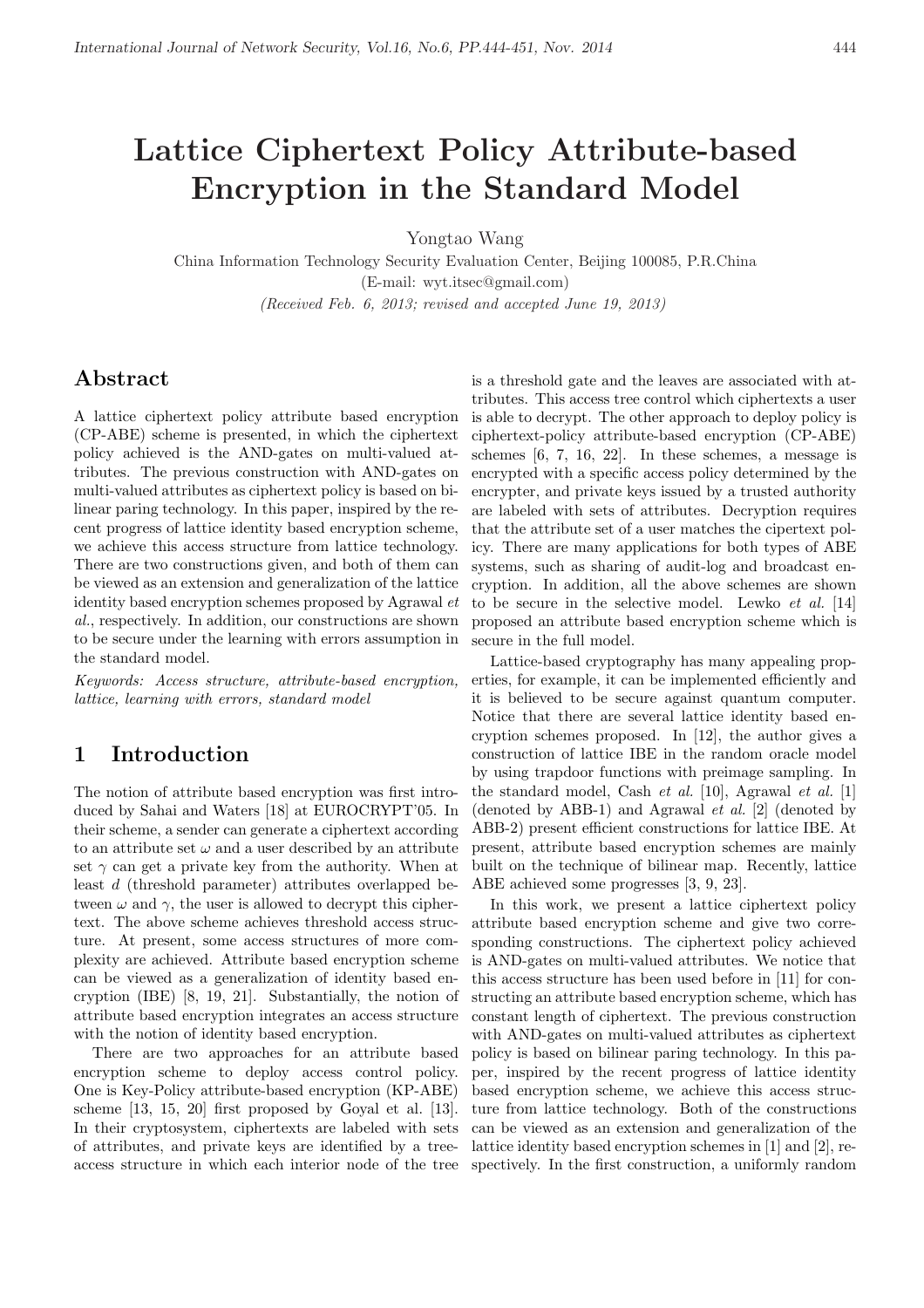# Lattice Ciphertext Policy Attribute-based Encryption in the Standard Model

Yongtao Wang

China Information Technology Security Evaluation Center, Beijing 100085, P.R.China

(E-mail: wyt.itsec@gmail.com)

*(Received Feb. 6, 2013; revised and accepted June 19, 2013)*

## Abstract

A lattice ciphertext policy attribute based encryption (CP-ABE) scheme is presented, in which the ciphertext policy achieved is the AND-gates on multi-valued attributes. The previous construction with AND-gates on multi-valued attributes as ciphertext policy is based on bilinear paring technology. In this paper, inspired by the recent progress of lattice identity based encryption scheme, we achieve this access structure from lattice technology. There are two constructions given, and both of them can be viewed as an extension and generalization of the lattice identity based encryption schemes proposed by Agrawal *et al.*, respectively. In addition, our constructions are shown to be secure under the learning with errors assumption in the standard model.

*Keywords: Access structure, attribute-based encryption, lattice, learning with errors, standard model*

## 1 Introduction

The notion of attribute based encryption was first introduced by Sahai and Waters [18] at EUROCRYPT'05. In their scheme, a sender can generate a ciphertext according to an attribute set $\omega$ and a user described by an attribute set $\gamma$ can get a private key from the authority. When at least $d$ (threshold parameter) attributes overlapped between $\omega$ and $\gamma$, the user is allowed to decrypt this ciphertext. The above scheme achieves threshold access structure. At present, some access structures of more complexity are achieved. Attribute based encryption scheme can be viewed as a generalization of identity based encryption (IBE) [8, 19, 21]. Substantially, the notion of attribute based encryption integrates an access structure with the notion of identity based encryption.

There are two approaches for an attribute based encryption scheme to deploy access control policy. One is Key-Policy attribute-based encryption (KP-ABE) scheme [13, 15, 20] first proposed by Goyal et al. [13]. In their cryptosystem, ciphertexts are labeled with sets of attributes, and private keys are identified by a tree-access structure in which each interior node of the tree is a threshold gate and the leaves are associated with attributes. This access tree control which ciphertexts a user is able to decrypt. The other approach to deploy policy is ciphertext-policy attribute-based encryption (CP-ABE) schemes [6, 7, 16, 22]. In these schemes, a message is encrypted with a specific access policy determined by the encrypter, and private keys issued by a trusted authority are labeled with sets of attributes. Decryption requires that the attribute set of a user matches the cipertext policy. There are many applications for both types of ABE systems, such as sharing of audit-log and broadcast encryption. In addition, all the above schemes are shown to be secure in the selective model. Lewko *et al.* [14] proposed an attribute based encryption scheme which is secure in the full model.

Lattice-based cryptography has many appealing properties, for example, it can be implemented efficiently and it is believed to be secure against quantum computer. Notice that there are several lattice identity based encryption schemes proposed. In [12], the author gives a construction of lattice IBE in the random oracle model by using trapdoor functions with preimage sampling. In the standard model, Cash *et al.* [10], Agrawal *et al.* [1] (denoted by ABB-1) and Agrawal *et al.* [2] (denoted by ABB-2) present efficient constructions for lattice IBE. At present, attribute based encryption schemes are mainly built on the technique of bilinear map. Recently, lattice ABE achieved some progresses [3, 9, 23].

In this work, we present a lattice ciphertext policy attribute based encryption scheme and give two corresponding constructions. The ciphertext policy achieved is AND-gates on multi-valued attributes. We notice that this access structure has been used before in [11] for constructing an attribute based encryption scheme, which has constant length of ciphertext. The previous construction with AND-gates on multi-valued attributes as ciphertext policy is based on bilinear paring technology. In this paper, inspired by the recent progress of lattice identity based encryption scheme, we achieve this access structure from lattice technology. Both of the constructions can be viewed as an extension and generalization of the lattice identity based encryption schemes in [1] and [2], respectively. In the first construction, a uniformly random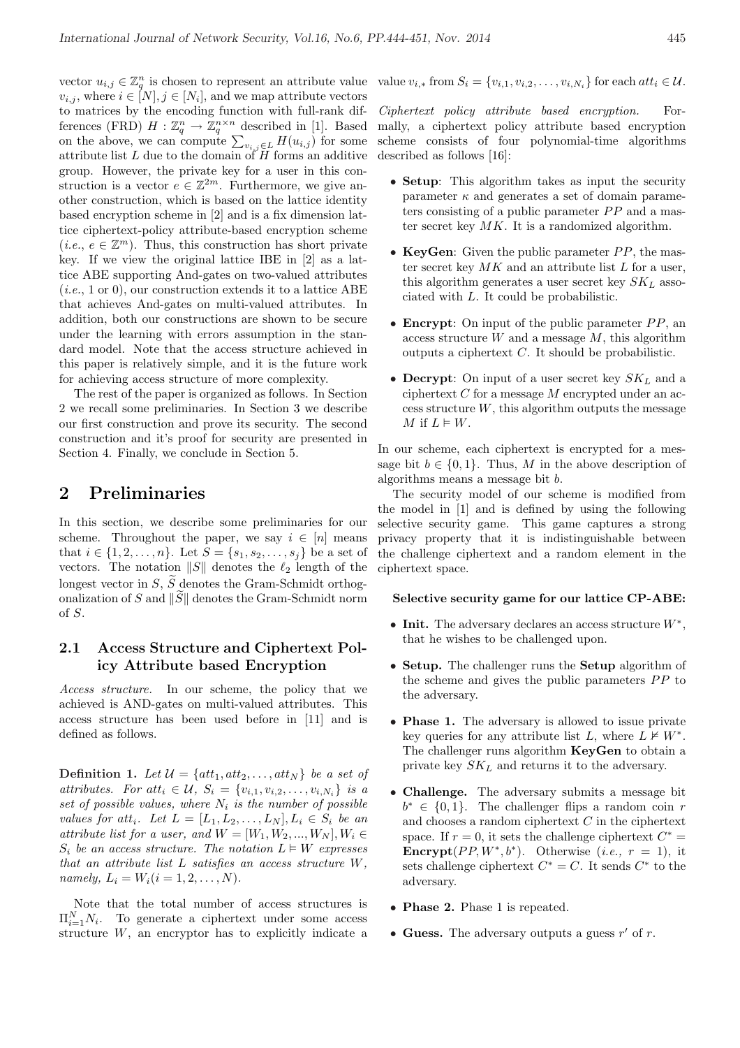vector $u_{i,j} \in \mathbb{Z}_q^n$ is chosen to represent an attribute value $v_{i,j}$, where $i \in [N], j \in [N_i]$, and we map attribute vectors to matrices by the encoding function with full-rank differences (FRD) $H : \mathbb{Z}_q^n \to \mathbb{Z}_q^{n \times n}$ described in [1]. Based on the above, we can compute $\sum_{v_{i,j} \in L} H(u_{i,j})$ for some attribute list $L$ due to the domain of $H$ forms an additive group. However, the private key for a user in this construction is a vector $e \in \mathbb{Z}^{2m}$. Furthermore, we give another construction, which is based on the lattice identity based encryption scheme in [2] and is a fix dimension lattice ciphertext-policy attribute-based encryption scheme (*i.e.*, $e \in \mathbb{Z}^m$). Thus, this construction has short private key. If we view the original lattice IBE in [2] as a lattice ABE supporting And-gates on two-valued attributes (*i.e.*, 1 or 0), our construction extends it to a lattice ABE that achieves And-gates on multi-valued attributes. In addition, both our constructions are shown to be secure under the learning with errors assumption in the standard model. Note that the access structure achieved in this paper is relatively simple, and it is the future work for achieving access structure of more complexity.

The rest of the paper is organized as follows. In Section 2 we recall some preliminaries. In Section 3 we describe our first construction and prove its security. The second construction and it's proof for security are presented in Section 4. Finally, we conclude in Section 5.

## 2 Preliminaries

In this section, we describe some preliminaries for our scheme. Throughout the paper, we say $i \in [n]$ means that $i \in \{1, 2, \ldots, n\}$. Let $S = \{s_1, s_2, \ldots, s_j\}$ be a set of vectors. The notation $\|S\|$ denotes the $\ell_2$ length of the longest vector in $S$, $\widetilde{S}$ denotes the Gram-Schmidt orthogonalization of $S$ and $\|\widetilde{S}\|$ denotes the Gram-Schmidt norm of $S$.

### 2.1 Access Structure and Ciphertext Policy Attribute based Encryption

*Access structure.* In our scheme, the policy that we achieved is AND-gates on multi-valued attributes. This access structure has been used before in [11] and is defined as follows.

**Definition 1.** *Let $\mathcal{U} = \{att_1, att_2, \ldots, att_N\}$ be a set of attributes. For $att_i \in \mathcal{U}$, $S_i = \{v_{i,1}, v_{i,2}, \ldots, v_{i,N_i}\}$ is a set of possible values, where $N_i$ is the number of possible values for $att_i$. Let $L = [L_1, L_2, \ldots, L_N], L_i \in S_i$ be an attribute list for a user, and $W = [W_1, W_2, ..., W_N], W_i \in S_i$ be an access structure. The notation $L \vDash W$ expresses that an attribute list $L$ satisfies an access structure $W$, namely, $L_i = W_i (i = 1, 2, \ldots, N)$.*

Note that the total number of access structures is $\Pi_{i=1}^N N_i$. To generate a ciphertext under some access structure $W$, an encryptor has to explicitly indicate a value $v_{i,*}$ from $S_i = \{v_{i,1}, v_{i,2}, \ldots, v_{i,N_i}\}$ for each $att_i \in \mathcal{U}$.

*Ciphertext policy attribute based encryption.* Formally, a ciphertext policy attribute based encryption scheme consists of four polynomial-time algorithms described as follows [16]:

- **Setup**: This algorithm takes as input the security parameter $\kappa$ and generates a set of domain parameters consisting of a public parameter $PP$ and a master secret key $MK$. It is a randomized algorithm.
- **KeyGen**: Given the public parameter $PP$, the master secret key $MK$ and an attribute list $L$ for a user, this algorithm generates a user secret key $SK_L$ associated with $L$. It could be probabilistic.
- **Encrypt**: On input of the public parameter $PP$, an access structure $W$ and a message $M$, this algorithm outputs a ciphertext $C$. It should be probabilistic.
- **Decrypt**: On input of a user secret key $SK_L$ and a ciphertext $C$ for a message $M$ encrypted under an access structure $W$, this algorithm outputs the message $M$ if $L \vDash W$.

In our scheme, each ciphertext is encrypted for a message bit $b \in \{0, 1\}$. Thus, $M$ in the above description of algorithms means a message bit $b$.

The security model of our scheme is modified from the model in [1] and is defined by using the following selective security game. This game captures a strong privacy property that it is indistinguishable between the challenge ciphertext and a random element in the ciphertext space.

**Selective security game for our lattice CP-ABE:**

- **Init.** The adversary declares an access structure $W^*$, that he wishes to be challenged upon.
- **Setup.** The challenger runs the **Setup** algorithm of the scheme and gives the public parameters $PP$ to the adversary.
- **Phase 1.** The adversary is allowed to issue private key queries for any attribute list $L$, where $L \nvDash W^*$. The challenger runs algorithm **KeyGen** to obtain a private key $SK_L$ and returns it to the adversary.
- **Challenge.** The adversary submits a message bit $b^* \in \{0, 1\}$. The challenger flips a random coin $r$ and chooses a random ciphertext $C$ in the ciphertext space. If $r = 0$, it sets the challenge ciphertext $C^* =$ **Encrypt**$(PP, W^*, b^*)$. Otherwise (*i.e.*, $r = 1$), it sets challenge ciphertext $C^* = C$. It sends $C^*$ to the adversary.
- **Phase 2.** Phase 1 is repeated.
- **Guess.** The adversary outputs a guess $r'$ of $r$.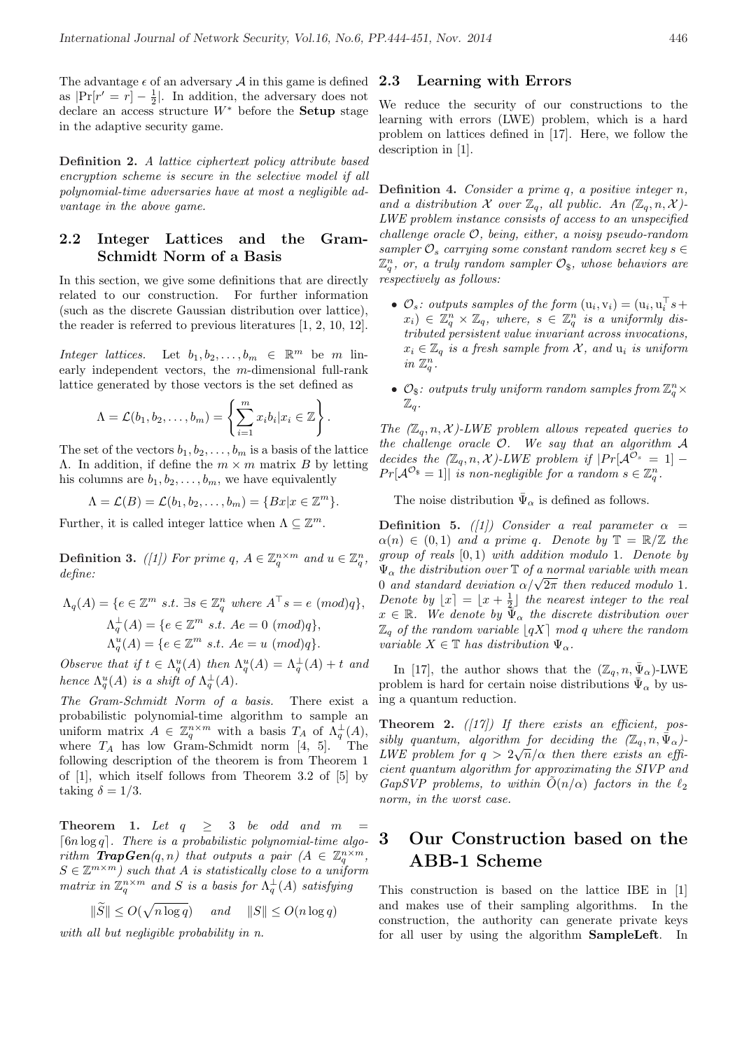The advantage $\epsilon$ of an adversary $\mathcal{A}$ in this game is defined as $|\Pr[r' = r] - \frac{1}{2}|$. In addition, the adversary does not declare an access structure $W^*$ before the **Setup** stage in the adaptive security game.

**Definition 2.** *A lattice ciphertext policy attribute based encryption scheme is secure in the selective model if all polynomial-time adversaries have at most a negligible advantage in the above game.*

## 2.2 Integer Lattices and the Gram-Schmidt Norm of a Basis

In this section, we give some definitions that are directly related to our construction. For further information (such as the discrete Gaussian distribution over lattice), the reader is referred to previous literatures [1, 2, 10, 12].

*Integer lattices.* Let $b_1, b_2, \ldots, b_m \in \mathbb{R}^m$ be $m$ linearly independent vectors, the $m$-dimensional full-rank lattice generated by those vectors is the set defined as

$$\Lambda = \mathcal{L}(b_1, b_2, \ldots, b_m) = \left\{ \sum_{i=1}^{m} x_i b_i | x_i \in \mathbb{Z} \right\}.$$

The set of the vectors $b_1, b_2, \ldots, b_m$ is a basis of the lattice $\Lambda$. In addition, if define the $m \times m$ matrix $B$ by letting his columns are $b_1, b_2, \ldots, b_m$, we have equivalently

$$\Lambda = \mathcal{L}(B) = \mathcal{L}(b_1, b_2, \ldots, b_m) = \{Bx | x \in \mathbb{Z}^m\}.$$

Further, it is called integer lattice when $\Lambda \subseteq \mathbb{Z}^m$.

**Definition 3.** *([1]) For prime $q$, $A \in \mathbb{Z}_q^{n\times m}$ and $u \in \mathbb{Z}_q^n$, define:*

$$\Lambda_q(A) = \{e \in \mathbb{Z}^m \text{ s.t. } \exists s \in \mathbb{Z}_q^n \text{ where } A^\top s = e \ (mod) q\},$$
$$\Lambda_q^\perp(A) = \{e \in \mathbb{Z}^m \text{ s.t. } Ae = 0 \ (mod) q\},$$
$$\Lambda_q^u(A) = \{e \in \mathbb{Z}^m \text{ s.t. } Ae = u \ (mod) q\}.$$

*Observe that if $t \in \Lambda_q^u(A)$ then $\Lambda_q^u(A) = \Lambda_q^\perp(A) + t$ and hence $\Lambda_q^u(A)$ is a shift of $\Lambda_q^\perp(A)$.*

*The Gram-Schmidt Norm of a basis.* There exist a probabilistic polynomial-time algorithm to sample an uniform matrix $A \in \mathbb{Z}_q^{n\times m}$ with a basis $T_A$ of $\Lambda_q^\perp(A)$, where $T_A$ has low Gram-Schmidt norm [4, 5]. The following description of the theorem is from Theorem 1 of [1], which itself follows from Theorem 3.2 of [5] by taking $\delta = 1/3$.

**Theorem 1.** *Let $q \geq 3$ be odd and $m = \lceil 6n \log q \rceil$. There is a probabilistic polynomial-time algorithm **TrapGen**$(q, n)$ that outputs a pair ($A \in \mathbb{Z}_q^{n\times m}$, $S \in \mathbb{Z}^{m\times m}$) such that $A$ is statistically close to a uniform matrix in $\mathbb{Z}_q^{n\times m}$ and $S$ is a basis for $\Lambda_q^\perp(A)$ satisfying*

$$\|\widetilde{S}\| \leq O(\sqrt{n \log q}) \quad \text{and} \quad \|S\| \leq O(n \log q)$$

*with all but negligible probability in $n$.*

## 2.3 Learning with Errors

We reduce the security of our constructions to the learning with errors (LWE) problem, which is a hard problem on lattices defined in [17]. Here, we follow the description in [1].

**Definition 4.** *Consider a prime $q$, a positive integer $n$, and a distribution $\mathcal{X}$ over $\mathbb{Z}_q$, all public. An $(\mathbb{Z}_q, n, \mathcal{X})$-LWE problem instance consists of access to an unspecified challenge oracle $\mathcal{O}$, being, either, a noisy pseudo-random sampler $\mathcal{O}_s$ carrying some constant random secret key $s \in \mathbb{Z}_q^n$, or, a truly random sampler $\mathcal{O}_\$$, whose behaviors are respectively as follows:*

- *$\mathcal{O}_s$: outputs samples of the form $(u_i, v_i) = (u_i, u_i^\top s + x_i) \in \mathbb{Z}_q^n \times \mathbb{Z}_q$, where, $s \in \mathbb{Z}_q^n$ is a uniformly distributed persistent value invariant across invocations, $x_i \in \mathbb{Z}_q$ is a fresh sample from $\mathcal{X}$, and $u_i$ is uniform in $\mathbb{Z}_q^n$.*
- *$\mathcal{O}_\$$: outputs truly uniform random samples from $\mathbb{Z}_q^n \times \mathbb{Z}_q$.*

*The $(\mathbb{Z}_q, n, \mathcal{X})$-LWE problem allows repeated queries to the challenge oracle $\mathcal{O}$. We say that an algorithm $\mathcal{A}$ decides the $(\mathbb{Z}_q, n, \mathcal{X})$-LWE problem if $|Pr[\mathcal{A}^{\mathcal{O}_s} = 1] - Pr[\mathcal{A}^{\mathcal{O}_\$} = 1]|$ is non-negligible for a random $s \in \mathbb{Z}_q^n$.*

The noise distribution $\bar{\Psi}_\alpha$ is defined as follows.

**Definition 5.** *([1]) Consider a real parameter $\alpha = \alpha(n) \in (0, 1)$ and a prime $q$. Denote by $\mathbb{T} = \mathbb{R}/\mathbb{Z}$ the group of reals $[0, 1)$ with addition modulo 1. Denote by $\Psi_\alpha$ the distribution over $\mathbb{T}$ of a normal variable with mean 0 and standard deviation $\alpha/\sqrt{2\pi}$ then reduced modulo 1. Denote by $\lfloor x \rceil = \lfloor x + \frac{1}{2} \rfloor$ the nearest integer to the real $x \in \mathbb{R}$. We denote by $\bar{\Psi}_\alpha$ the discrete distribution over $\mathbb{Z}_q$ of the random variable $\lfloor qX \rceil$ mod $q$ where the random variable $X \in \mathbb{T}$ has distribution $\Psi_\alpha$.*

In [17], the author shows that the $(\mathbb{Z}_q, n, \bar{\Psi}_\alpha)$-LWE problem is hard for certain noise distributions $\bar{\Psi}_\alpha$ by using a quantum reduction.

**Theorem 2.** *([17]) If there exists an efficient, possibly quantum, algorithm for deciding the $(\mathbb{Z}_q, n, \bar{\Psi}_\alpha)$-LWE problem for $q > 2\sqrt{n}/\alpha$ then there exists an efficient quantum algorithm for approximating the SIVP and GapSVP problems, to within $\tilde{O}(n/\alpha)$ factors in the $\ell_2$ norm, in the worst case.*

# 3 Our Construction based on the ABB-1 Scheme

This construction is based on the lattice IBE in [1] and makes use of their sampling algorithms. In the construction, the authority can generate private keys for all user by using the algorithm **SampleLeft**. In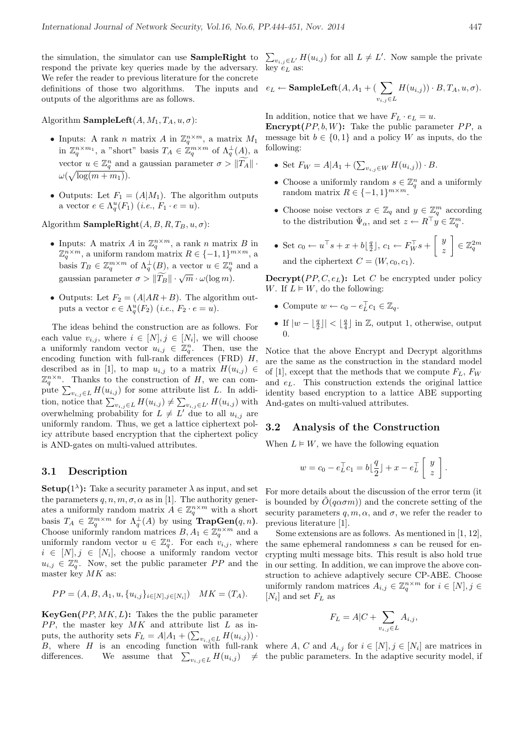the simulation, the simulator can use **SampleRight** to respond the private key queries made by the adversary. We refer the reader to previous literature for the concrete definitions of those two algorithms. The inputs and outputs of the algorithms are as follows.

Algorithm **SampleLeft**$(A, M_1, T_A, u, \sigma)$:

- Inputs: A rank $n$ matrix $A$ in $\mathbb{Z}_q^{n\times m}$, a matrix $M_1$ in $\mathbb{Z}_q^{n\times m_1}$, a "short" basis $T_A \in \mathbb{Z}_q^{m\times m}$ of $\Lambda_q^{\perp}(A)$, a vector $u \in \mathbb{Z}_q^n$ and a gaussian parameter $\sigma > \|\widetilde{T_A}\| \cdot \omega(\sqrt{\log(m + m_1)})$.
- Outputs: Let $F_1 = (A|M_1)$. The algorithm outputs a vector $e \in \Lambda_q^u(F_1)$ (*i.e.*, $F_1 \cdot e = u$).

Algorithm **SampleRight**$(A, B, R, T_B, u, \sigma)$:

- Inputs: A matrix $A$ in $\mathbb{Z}_q^{n\times m}$, a rank $n$ matrix $B$ in $\mathbb{Z}_q^{n\times m}$, a uniform random matrix $R \in \{-1, 1\}^{m\times m}$, a basis $T_B \in \mathbb{Z}_q^{m\times m}$ of $\Lambda_q^{\perp}(B)$, a vector $u \in \mathbb{Z}_q^n$ and a gaussian parameter $\sigma > \|\widetilde{T_B}\| \cdot \sqrt{m} \cdot \omega(\log m)$.
- Outputs: Let $F_2 = (A|AR + B)$. The algorithm outputs a vector $e \in \Lambda_q^u(F_2)$ (*i.e.*, $F_2 \cdot e = u$).

The ideas behind the construction are as follows. For each value $v_{i,j}$, where $i \in [N], j \in [N_i]$, we will choose a uniformly random vector $u_{i,j} \in \mathbb{Z}_q^n$. Then, use the encoding function with full-rank differences (FRD) $H$, described as in [1], to map $u_{i,j}$ to a matrix $H(u_{i,j}) \in \mathbb{Z}_q^{n\times n}$. Thanks to the construction of $H$, we can compute $\sum_{v_{i,j}\in L} H(u_{i,j})$ for some attribute list $L$. In addition, notice that $\sum_{v_{i,j}\in L} H(u_{i,j}) \neq \sum_{v_{i,j}\in L'} H(u_{i,j})$ with overwhelming probability for $L \neq L'$ due to all $u_{i,j}$ are uniformly random. Thus, we get a lattice ciphertext policy attribute based encryption that the ciphertext policy is AND-gates on multi-valued attributes.

### 3.1 Description

**Setup$(1^\lambda)$:** Take a security parameter $\lambda$ as input, and set the parameters $q, n, m, \sigma, \alpha$ as in [1]. The authority generates a uniformly random matrix $A \in \mathbb{Z}_q^{n\times m}$ with a short basis $T_A \in \mathbb{Z}_q^{m\times m}$ for $\Lambda_q^{\perp}(A)$ by using **TrapGen**$(q, n)$. Choose uniformly random matrices $B, A_1 \in \mathbb{Z}_q^{n\times m}$ and a uniformly random vector $u \in \mathbb{Z}_q^n$. For each $v_{i,j}$, where $i \in [N], j \in [N_i]$, choose a uniformly random vector $u_{i,j} \in \mathbb{Z}_q^n$. Now, set the public parameter $PP$ and the master key $MK$ as:

$$PP = (A, B, A_1, u, \{u_{i,j}\}_{i\in[N], j\in[N_i]}) \quad MK = (T_A).$$

**KeyGen$(PP, MK, L)$:** Takes the the public parameter $PP$, the master key $MK$ and attribute list $L$ as inputs, the authority sets $F_L = A|A_1 + (\sum_{v_{i,j}\in L} H(u_{i,j})) \cdot B$, where $H$ is an encoding function with full-rank differences. We assume that $\sum_{v_{i,j}\in L} H(u_{i,j}) \neq \sum_{v_{i,j}\in L'} H(u_{i,j})$ for all $L \neq L'$. Now sample the private key $e_L$ as:

$$e_L \leftarrow \mathbf{SampleLeft}(A, A_1 + (\sum_{v_{i,j}\in L} H(u_{i,j})) \cdot B, T_A, u, \sigma).$$

In addition, notice that we have $F_L \cdot e_L = u$.

**Encrypt$(PP, b, W)$:** Take the public parameter $PP$, a message bit $b \in \{0, 1\}$ and a policy $W$ as inputs, do the following:

- Set $F_W = A|A_1 + (\sum_{v_{i,j}\in W} H(u_{i,j})) \cdot B$.
- Choose a uniformly random $s \in \mathbb{Z}_q^n$ and a uniformly random matrix $R \in \{-1, 1\}^{m\times m}$.
- Choose noise vectors $x \in \mathbb{Z}_q$ and $y \in \mathbb{Z}_q^m$ according to the distribution $\bar{\Psi}_\alpha$, and set $z \leftarrow R^\top y \in \mathbb{Z}_q^m$.
- Set $c_0 \leftarrow u^\top s + x + b\lfloor \frac{q}{2} \rfloor$, $c_1 \leftarrow F_W^\top s + \begin{bmatrix} y \\ z \end{bmatrix} \in \mathbb{Z}_q^{2m}$ and the ciphertext $C = (W, c_0, c_1)$.

**Decrypt$(PP, C, e_L)$:** Let $C$ be encrypted under policy $W$. If $L \vDash W$, do the following:

- Compute $w \leftarrow c_0 - e_L^\top c_1 \in \mathbb{Z}_q$.
- If $|w - \lfloor \frac{q}{2} \rfloor| < \lfloor \frac{q}{4} \rfloor$ in $\mathbb{Z}$, output 1, otherwise, output 0.

Notice that the above Encrypt and Decrypt algorithms are the same as the construction in the standard model of [1], except that the methods that we compute $F_L$, $F_W$ and $e_L$. This construction extends the original lattice identity based encryption to a lattice ABE supporting And-gates on multi-valued attributes.

### 3.2 Analysis of the Construction

When $L \vDash W$, we have the following equation

$$w = c_0 - e_L^\top c_1 = b\lfloor \frac{q}{2} \rfloor + x - e_L^\top \begin{bmatrix} y \\ z \end{bmatrix}.$$

For more details about the discussion of the error term (it is bounded by $\tilde{O}(q\alpha\sigma m)$) and the concrete setting of the security parameters $q, m, \alpha$, and $\sigma$, we refer the reader to previous literature [1].

Some extensions are as follows. As mentioned in [1, 12], the same ephemeral randomness $s$ can be reused for encrypting multi message bits. This result is also hold true in our setting. In addition, we can improve the above construction to achieve adaptively secure CP-ABE. Choose uniformly random matrices $A_{i,j} \in \mathbb{Z}_q^{n\times m}$ for $i \in [N], j \in [N_i]$ and set $F_L$ as

$$F_L = A|C + \sum_{v_{i,j}\in L} A_{i,j},$$

where $A$, $C$ and $A_{i,j}$ for $i \in [N], j \in [N_i]$ are matrices in the public parameters. In the adaptive security model, if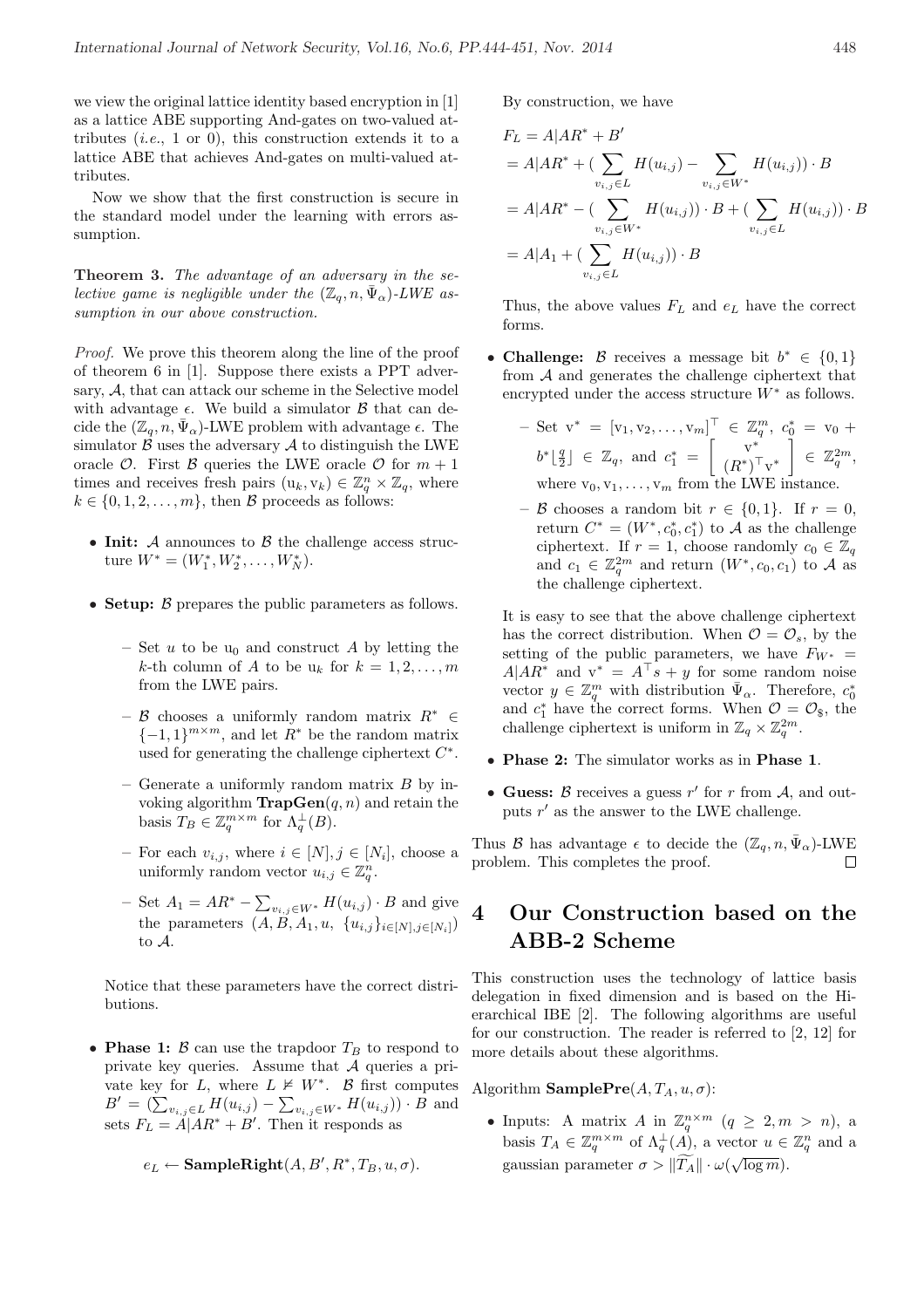we view the original lattice identity based encryption in [1] as a lattice ABE supporting And-gates on two-valued attributes (*i.e.*, 1 or 0), this construction extends it to a lattice ABE that achieves And-gates on multi-valued attributes.

Now we show that the first construction is secure in the standard model under the learning with errors assumption.

**Theorem 3.** *The advantage of an adversary in the selective game is negligible under the $(\mathbb{Z}_q, n, \bar{\Psi}_\alpha)$-LWE assumption in our above construction.*

*Proof.* We prove this theorem along the line of the proof of theorem 6 in [1]. Suppose there exists a PPT adversary, $\mathcal{A}$, that can attack our scheme in the Selective model with advantage $\epsilon$. We build a simulator $\mathcal{B}$ that can decide the $(\mathbb{Z}_q, n, \bar{\Psi}_\alpha)$-LWE problem with advantage $\epsilon$. The simulator $\mathcal{B}$ uses the adversary $\mathcal{A}$ to distinguish the LWE oracle $\mathcal{O}$. First $\mathcal{B}$ queries the LWE oracle $\mathcal{O}$ for $m+1$ times and receives fresh pairs $(\mathrm{u}_k, \mathrm{v}_k) \in \mathbb{Z}_q^n \times \mathbb{Z}_q$, where $k \in \{0, 1, 2, \ldots, m\}$, then $\mathcal{B}$ proceeds as follows:

- **Init:** $\mathcal{A}$ announces to $\mathcal{B}$ the challenge access structure $W^* = (W_1^*, W_2^*, \ldots, W_N^*)$.

- **Setup:** $\mathcal{B}$ prepares the public parameters as follows.

  - Set $u$ to be $\mathrm{u}_0$ and construct $A$ by letting the $k$-th column of $A$ to be $\mathrm{u}_k$ for $k = 1, 2, \ldots, m$ from the LWE pairs.
  - $\mathcal{B}$ chooses a uniformly random matrix $R^* \in \{-1, 1\}^{m \times m}$, and let $R^*$ be the random matrix used for generating the challenge ciphertext $C^*$.
  - Generate a uniformly random matrix $B$ by invoking algorithm $\mathbf{TrapGen}(q, n)$ and retain the basis $T_B \in \mathbb{Z}_q^{m \times m}$ for $\Lambda_q^\perp(B)$.
  - For each $v_{i,j}$, where $i \in [N], j \in [N_i]$, choose a uniformly random vector $u_{i,j} \in \mathbb{Z}_q^n$.
  - Set $A_1 = AR^* - \sum_{v_{i,j} \in W^*} H(u_{i,j}) \cdot B$ and give the parameters $(A, B, A_1, u, \{u_{i,j}\}_{i \in [N], j \in [N_i]})$ to $\mathcal{A}$.

  Notice that these parameters have the correct distributions.

- **Phase 1:** $\mathcal{B}$ can use the trapdoor $T_B$ to respond to private key queries. Assume that $\mathcal{A}$ queries a private key for $L$, where $L \nvDash W^*$. $\mathcal{B}$ first computes $B' = (\sum_{v_{i,j} \in L} H(u_{i,j}) - \sum_{v_{i,j} \in W^*} H(u_{i,j})) \cdot B$ and sets $F_L = A|AR^* + B'$. Then it responds as

$$e_L \leftarrow \mathbf{SampleRight}(A, B', R^*, T_B, u, \sigma).$$

  By construction, we have

$$\begin{aligned}
F_L &= A|AR^* + B' \\
&= A|AR^* + (\sum_{v_{i,j} \in L} H(u_{i,j}) - \sum_{v_{i,j} \in W^*} H(u_{i,j})) \cdot B \\
&= A|AR^* - (\sum_{v_{i,j} \in W^*} H(u_{i,j})) \cdot B + (\sum_{v_{i,j} \in L} H(u_{i,j})) \cdot B \\
&= A|A_1 + (\sum_{v_{i,j} \in L} H(u_{i,j})) \cdot B
\end{aligned}$$

  Thus, the above values $F_L$ and $e_L$ have the correct forms.

- **Challenge:** $\mathcal{B}$ receives a message bit $b^* \in \{0, 1\}$ from $\mathcal{A}$ and generates the challenge ciphertext that encrypted under the access structure $W^*$ as follows.

  - Set $\mathrm{v}^* = [\mathrm{v}_1, \mathrm{v}_2, \ldots, \mathrm{v}_m]^\top \in \mathbb{Z}_q^m$, $c_0^* = \mathrm{v}_0 + b^* \lfloor \frac{q}{2} \rfloor \in \mathbb{Z}_q$, and $c_1^* = \begin{bmatrix} \mathrm{v}^* \\ (R^*)^\top \mathrm{v}^* \end{bmatrix} \in \mathbb{Z}_q^{2m}$, where $\mathrm{v}_0, \mathrm{v}_1, \ldots, \mathrm{v}_m$ from the LWE instance.
  - $\mathcal{B}$ chooses a random bit $r \in \{0, 1\}$. If $r = 0$, return $C^* = (W^*, c_0^*, c_1^*)$ to $\mathcal{A}$ as the challenge ciphertext. If $r = 1$, choose randomly $c_0 \in \mathbb{Z}_q$ and $c_1 \in \mathbb{Z}_q^{2m}$ and return $(W^*, c_0, c_1)$ to $\mathcal{A}$ as the challenge ciphertext.

  It is easy to see that the above challenge ciphertext has the correct distribution. When $\mathcal{O} = \mathcal{O}_s$, by the setting of the public parameters, we have $F_{W^*} = A|AR^*$ and $\mathrm{v}^* = A^\top s + y$ for some random noise vector $y \in \mathbb{Z}_q^m$ with distribution $\bar{\Psi}_\alpha$. Therefore, $c_0^*$ and $c_1^*$ have the correct forms. When $\mathcal{O} = \mathcal{O}_\$$, the challenge ciphertext is uniform in $\mathbb{Z}_q \times \mathbb{Z}_q^{2m}$.

- **Phase 2:** The simulator works as in **Phase 1**.

- **Guess:** $\mathcal{B}$ receives a guess $r'$ for $r$ from $\mathcal{A}$, and outputs $r'$ as the answer to the LWE challenge.

Thus $\mathcal{B}$ has advantage $\epsilon$ to decide the $(\mathbb{Z}_q, n, \bar{\Psi}_\alpha)$-LWE problem. This completes the proof. □

# 4 Our Construction based on the ABB-2 Scheme

This construction uses the technology of lattice basis delegation in fixed dimension and is based on the Hierarchical IBE [2]. The following algorithms are useful for our construction. The reader is referred to [2, 12] for more details about these algorithms.

Algorithm $\mathbf{SamplePre}(A, T_A, u, \sigma)$:

- Inputs: A matrix $A$ in $\mathbb{Z}_q^{n \times m}$ $(q \geq 2, m > n)$, a basis $T_A \in \mathbb{Z}_q^{m \times m}$ of $\Lambda_q^\perp(A)$, a vector $u \in \mathbb{Z}_q^n$ and a gaussian parameter $\sigma > \|\widetilde{T_A}\| \cdot \omega(\sqrt{\log m})$.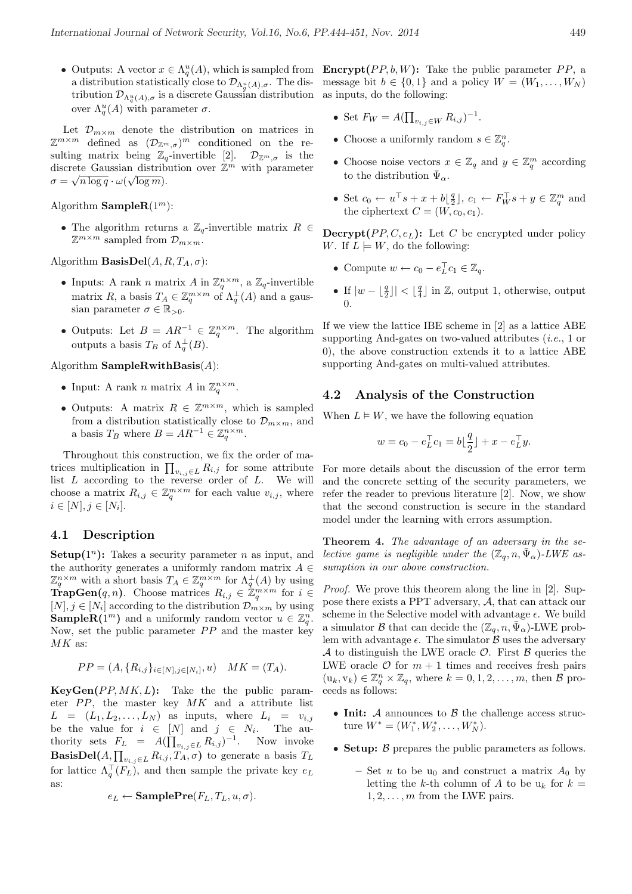- Outputs: A vector $x \in \Lambda_q^u(A)$, which is sampled from a distribution statistically close to $\mathcal{D}_{\Lambda_q^u(A),\sigma}$. The distribution $\mathcal{D}_{\Lambda_q^u(A),\sigma}$ is a discrete Gaussian distribution over $\Lambda_q^u(A)$ with parameter $\sigma$.

Let $\mathcal{D}_{m\times m}$ denote the distribution on matrices in $\mathbb{Z}^{m\times m}$ defined as $(\mathcal{D}_{\mathbb{Z}^m,\sigma})^m$ conditioned on the resulting matrix being $\mathbb{Z}_q$-invertible [2]. $\mathcal{D}_{\mathbb{Z}^m,\sigma}$ is the discrete Gaussian distribution over $\mathbb{Z}^m$ with parameter $\sigma = \sqrt{n \log q} \cdot \omega(\sqrt{\log m})$.

Algorithm **SampleR**$(1^m)$:

- The algorithm returns a $\mathbb{Z}_q$-invertible matrix $R \in \mathbb{Z}^{m\times m}$ sampled from $\mathcal{D}_{m\times m}$.

Algorithm **BasisDel**$(A, R, T_A, \sigma)$:

- Inputs: A rank $n$ matrix $A$ in $\mathbb{Z}_q^{n\times m}$, a $\mathbb{Z}_q$-invertible matrix $R$, a basis $T_A \in \mathbb{Z}_q^{m\times m}$ of $\Lambda_q^{\perp}(A)$ and a gaussian parameter $\sigma \in \mathbb{R}_{>0}$.
- Outputs: Let $B = AR^{-1} \in \mathbb{Z}_q^{n\times m}$. The algorithm outputs a basis $T_B$ of $\Lambda_q^{\perp}(B)$.

Algorithm **SampleRwithBasis**$(A)$:

- Input: A rank $n$ matrix $A$ in $\mathbb{Z}_q^{n\times m}$.
- Outputs: A matrix $R \in \mathbb{Z}^{m\times m}$, which is sampled from a distribution statistically close to $\mathcal{D}_{m\times m}$, and a basis $T_B$ where $B = AR^{-1} \in \mathbb{Z}_q^{n\times m}$.

Throughout this construction, we fix the order of matrices multiplication in $\prod_{v_{i,j}\in L} R_{i,j}$ for some attribute list $L$ according to the reverse order of $L$. We will choose a matrix $R_{i,j} \in \mathbb{Z}_q^{m\times m}$ for each value $v_{i,j}$, where $i \in [N], j \in [N_i]$.

### 4.1 Description

**Setup**$(1^n)$**:** Takes a security parameter $n$ as input, and the authority generates a uniformly random matrix $A \in \mathbb{Z}_q^{n\times m}$ with a short basis $T_A \in \mathbb{Z}_q^{m\times m}$ for $\Lambda_q^{\perp}(A)$ by using **TrapGen**$(q, n)$. Choose matrices $R_{i,j} \in \mathbb{Z}_q^{m\times m}$ for $i \in [N], j \in [N_i]$ according to the distribution $\mathcal{D}_{m\times m}$ by using **SampleR**$(1^m)$ and a uniformly random vector $u \in \mathbb{Z}_q^n$. Now, set the public parameter $PP$ and the master key $MK$ as:

$$PP = (A, \{R_{i,j}\}_{i\in[N], j\in[N_i]}, u) \quad MK = (T_A).$$

**KeyGen**$(PP, MK, L)$**:** Take the the public parameter $PP$, the master key $MK$ and a attribute list $L = (L_1, L_2, \ldots, L_N)$ as inputs, where $L_i = v_{i,j}$ be the value for $i \in [N]$ and $j \in N_i$. The authority sets $F_L = A(\prod_{v_{i,j}\in L} R_{i,j})^{-1}$. Now invoke **BasisDel**$(A, \prod_{v_{i,j}\in L} R_{i,j}, T_A, \sigma)$ to generate a basis $T_L$ for lattice $\Lambda_q^{\top}(F_L)$, and then sample the private key $e_L$ as:

$$e_L \leftarrow \textbf{SamplePre}(F_L, T_L, u, \sigma).$$

**Encrypt**$(PP, b, W)$**:** Take the public parameter $PP$, a message bit $b \in \{0, 1\}$ and a policy $W = (W_1, \ldots, W_N)$ as inputs, do the following:

- Set $F_W = A(\prod_{v_{i,j}\in W} R_{i,j})^{-1}$.
- Choose a uniformly random $s \in \mathbb{Z}_q^n$.
- Choose noise vectors $x \in \mathbb{Z}_q$ and $y \in \mathbb{Z}_q^m$ according to the distribution $\bar{\Psi}_\alpha$.
- Set $c_0 \leftarrow u^{\top}s + x + b\lfloor \frac{q}{2} \rfloor$, $c_1 \leftarrow F_W^{\top}s + y \in \mathbb{Z}_q^m$ and the ciphertext $C = (W, c_0, c_1)$.

**Decrypt**$(PP, C, e_L)$**:** Let $C$ be encrypted under policy $W$. If $L \models W$, do the following:

- Compute $w \leftarrow c_0 - e_L^{\top}c_1 \in \mathbb{Z}_q$.
- If $|w - \lfloor \frac{q}{2} \rfloor| < \lfloor \frac{q}{4} \rfloor$ in $\mathbb{Z}$, output 1, otherwise, output 0.

If we view the lattice IBE scheme in [2] as a lattice ABE supporting And-gates on two-valued attributes (*i.e.*, 1 or 0), the above construction extends it to a lattice ABE supporting And-gates on multi-valued attributes.

### 4.2 Analysis of the Construction

When $L \vDash W$, we have the following equation

$$w = c_0 - e_L^{\top}c_1 = b\lfloor \frac{q}{2} \rfloor + x - e_L^{\top}y.$$

For more details about the discussion of the error term and the concrete setting of the security parameters, we refer the reader to previous literature [2]. Now, we show that the second construction is secure in the standard model under the learning with errors assumption.

**Theorem 4.** *The advantage of an adversary in the selective game is negligible under the $(\mathbb{Z}_q, n, \bar{\Psi}_\alpha)$-LWE assumption in our above construction.*

*Proof.* We prove this theorem along the line in [2]. Suppose there exists a PPT adversary, $\mathcal{A}$, that can attack our scheme in the Selective model with advantage $\epsilon$. We build a simulator $\mathcal{B}$ that can decide the $(\mathbb{Z}_q, n, \bar{\Psi}_\alpha)$-LWE problem with advantage $\epsilon$. The simulator $\mathcal{B}$ uses the adversary $\mathcal{A}$ to distinguish the LWE oracle $\mathcal{O}$. First $\mathcal{B}$ queries the LWE oracle $\mathcal{O}$ for $m + 1$ times and receives fresh pairs $(\mathrm{u}_k, \mathrm{v}_k) \in \mathbb{Z}_q^n \times \mathbb{Z}_q$, where $k = 0, 1, 2, \ldots, m$, then $\mathcal{B}$ proceeds as follows:

- **Init:** $\mathcal{A}$ announces to $\mathcal{B}$ the challenge access structure $W^* = (W_1^*, W_2^*, \ldots, W_N^*)$.
- **Setup:** $\mathcal{B}$ prepares the public parameters as follows.
  - Set $u$ to be $\mathrm{u}_0$ and construct a matrix $A_0$ by letting the $k$-th column of $A$ to be $\mathrm{u}_k$ for $k = 1, 2, \ldots, m$ from the LWE pairs.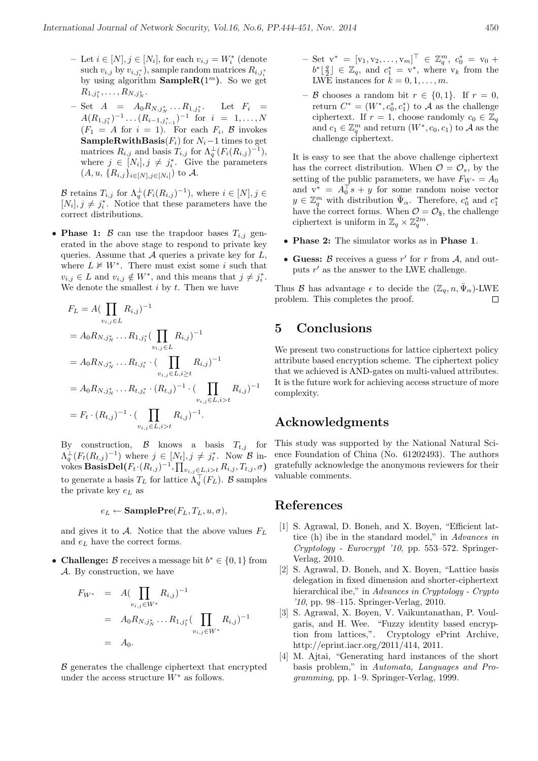– Let $i \in [N], j \in [N_i]$, for each $v_{i,j} = W_i^*$ (denote such $v_{i,j}$ by $v_{i,j_i^*}$), sample random matrices $R_{i,j_i^*}$ by using algorithm **SampleR**$(1^m)$. So we get $R_{1,j_1^*}, \ldots, R_{N,j_N^*}$.

– Set $A = A_0 R_{N,j_N^*} \ldots R_{1,j_1^*}$. Let $F_i = A(R_{1,j_1^*})^{-1} \ldots (R_{i-1,j_{i-1}^*})^{-1}$ for $i = 1, \ldots, N$ ($F_1 = A$ for $i = 1$). For each $F_i$, $\mathcal{B}$ invokes **SampleRwithBasis**$(F_i)$ for $N_i - 1$ times to get matrices $R_{i,j}$ and basis $T_{i,j}$ for $\Lambda_q^\perp(F_i(R_{i,j})^{-1})$, where $j \in [N_i], j \neq j_i^*$. Give the parameters $(A, u, \{R_{i,j}\}_{i \in [N], j \in [N_i]})$ to $\mathcal{A}$.

$\mathcal{B}$ retains $T_{i,j}$ for $\Lambda_q^\perp(F_i(R_{i,j})^{-1})$, where $i \in [N], j \in [N_i], j \neq j_i^*$. Notice that these parameters have the correct distributions.

- **Phase 1:** $\mathcal{B}$ can use the trapdoor bases $T_{i,j}$ generated in the above stage to respond to private key queries. Assume that $\mathcal{A}$ queries a private key for $L$, where $L \nvDash W^*$. There must exist some $i$ such that $v_{i,j} \in L$ and $v_{i,j} \notin W^*$, and this means that $j \neq j_i^*$. We denote the smallest $i$ by $t$. Then we have

$$
\begin{aligned}
F_L &= A(\prod_{v_{i,j} \in L} R_{i,j})^{-1} \\
&= A_0 R_{N,j_N^*} \ldots R_{1,j_1^*} (\prod_{v_{i,j} \in L} R_{i,j})^{-1} \\
&= A_0 R_{N,j_N^*} \ldots R_{t,j_t^*} \cdot (\prod_{v_{i,j} \in L, i \geq t} R_{i,j})^{-1} \\
&= A_0 R_{N,j_N^*} \ldots R_{t,j_t^*} \cdot (R_{t,j})^{-1} \cdot (\prod_{v_{i,j} \in L, i > t} R_{i,j})^{-1} \\
&= F_t \cdot (R_{t,j})^{-1} \cdot (\prod_{v_{i,j} \in L, i > t} R_{i,j})^{-1}.
\end{aligned}
$$

By construction, $\mathcal{B}$ knows a basis $T_{t,j}$ for $\Lambda_q^\perp(F_t(R_{t,j})^{-1})$ where $j \in [N_t], j \neq j_t^*$. Now $\mathcal{B}$ invokes **BasisDel**$(F_t \cdot (R_{t,j})^{-1}, \prod_{v_{i,j} \in L, i > t} R_{i,j}, T_{t,j}, \sigma)$ to generate a basis $T_L$ for lattice $\Lambda_q^\top(F_L)$. $\mathcal{B}$ samples the private key $e_L$ as

$$e_L \leftarrow \textbf{SamplePre}(F_L, T_L, u, \sigma),$$

and gives it to $\mathcal{A}$. Notice that the above values $F_L$ and $e_L$ have the correct forms.

- **Challenge:** $\mathcal{B}$ receives a message bit $b^* \in \{0, 1\}$ from $\mathcal{A}$. By construction, we have

$$
\begin{aligned}
F_{W^*} &= A(\prod_{v_{i,j} \in W^*} R_{i,j})^{-1} \\
&= A_0 R_{N,j_N^*} \ldots R_{1,j_1^*} (\prod_{v_{i,j} \in W^*} R_{i,j})^{-1} \\
&= A_0.
\end{aligned}
$$

$\mathcal{B}$ generates the challenge ciphertext that encrypted under the access structure $W^*$ as follows.

– Set $\mathrm{v}^* = [\mathrm{v}_1, \mathrm{v}_2, \ldots, \mathrm{v}_m]^\top \in \mathbb{Z}_q^m$, $c_0^* = \mathrm{v}_0 + b^* \lfloor \frac{q}{2} \rfloor \in \mathbb{Z}_q$, and $c_1^* = \mathrm{v}^*$, where $\mathrm{v}_k$ from the LWE instances for $k = 0, 1, \ldots, m$.

– $\mathcal{B}$ chooses a random bit $r \in \{0, 1\}$. If $r = 0$, return $C^* = (W^*, c_0^*, c_1^*)$ to $\mathcal{A}$ as the challenge ciphertext. If $r = 1$, choose randomly $c_0 \in \mathbb{Z}_q$ and $c_1 \in \mathbb{Z}_q^m$ and return $(W^*, c_0, c_1)$ to $\mathcal{A}$ as the challenge ciphertext.

It is easy to see that the above challenge ciphertext has the correct distribution. When $\mathcal{O} = \mathcal{O}_s$, by the setting of the public parameters, we have $F_{W^*} = A_0$ and $\mathrm{v}^* = A_0^\top s + y$ for some random noise vector $y \in \mathbb{Z}_q^m$ with distribution $\bar{\Psi}_\alpha$. Therefore, $c_0^*$ and $c_1^*$ have the correct forms. When $\mathcal{O} = \mathcal{O}_\$$, the challenge ciphertext is uniform in $\mathbb{Z}_q \times \mathbb{Z}_q^{2m}$.

- **Phase 2:** The simulator works as in **Phase 1**.

- **Guess:** $\mathcal{B}$ receives a guess $r'$ for $r$ from $\mathcal{A}$, and outputs $r'$ as the answer to the LWE challenge.

Thus $\mathcal{B}$ has advantage $\epsilon$ to decide the $(\mathbb{Z}_q, n, \bar{\Psi}_\alpha)$-LWE problem. This completes the proof. □

# 5 Conclusions

We present two constructions for lattice ciphertext policy attribute based encryption scheme. The ciphertext policy that we achieved is AND-gates on multi-valued attributes. It is the future work for achieving access structure of more complexity.

# Acknowledgments

This study was supported by the National Natural Science Foundation of China (No. 61202493). The authors gratefully acknowledge the anonymous reviewers for their valuable comments.

# References

[1] S. Agrawal, D. Boneh, and X. Boyen, "Efficient lattice (h) ibe in the standard model," in *Advances in Cryptology - Eurocrypt '10*, pp. 553–572. Springer-Verlag, 2010.

[2] S. Agrawal, D. Boneh, and X. Boyen, "Lattice basis delegation in fixed dimension and shorter-ciphertext hierarchical ibe," in *Advances in Cryptology - Crypto '10*, pp. 98–115. Springer-Verlag, 2010.

[3] S. Agrawal, X. Boyen, V. Vaikuntanathan, P. Voulgaris, and H. Wee. "Fuzzy identity based encryption from lattices,". Cryptology ePrint Archive, http://eprint.iacr.org/2011/414, 2011.

[4] M. Ajtai, "Generating hard instances of the short basis problem," in *Automata, Languages and Programming*, pp. 1–9. Springer-Verlag, 1999.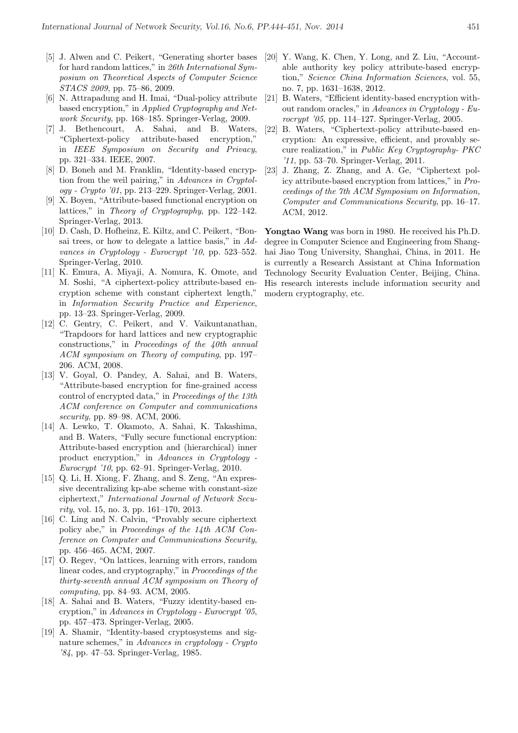[5] J. Alwen and C. Peikert, "Generating shorter bases for hard random lattices," in *26th International Symposium on Theoretical Aspects of Computer Science STACS 2009*, pp. 75–86, 2009.

[6] N. Attrapadung and H. Imai, "Dual-policy attribute based encryption," in *Applied Cryptography and Network Security*, pp. 168–185. Springer-Verlag, 2009.

[7] J. Bethencourt, A. Sahai, and B. Waters, "Ciphertext-policy attribute-based encryption," in *IEEE Symposium on Security and Privacy*, pp. 321–334. IEEE, 2007.

[8] D. Boneh and M. Franklin, "Identity-based encryption from the weil pairing," in *Advances in Cryptology - Crypto '01*, pp. 213–229. Springer-Verlag, 2001.

[9] X. Boyen, "Attribute-based functional encryption on lattices," in *Theory of Cryptography*, pp. 122–142. Springer-Verlag, 2013.

[10] D. Cash, D. Hofheinz, E. Kiltz, and C. Peikert, "Bonsai trees, or how to delegate a lattice basis," in *Advances in Cryptology - Eurocrypt '10*, pp. 523–552. Springer-Verlag, 2010.

[11] K. Emura, A. Miyaji, A. Nomura, K. Omote, and M. Soshi, "A ciphertext-policy attribute-based encryption scheme with constant ciphertext length," in *Information Security Practice and Experience*, pp. 13–23. Springer-Verlag, 2009.

[12] C. Gentry, C. Peikert, and V. Vaikuntanathan, "Trapdoors for hard lattices and new cryptographic constructions," in *Proceedings of the 40th annual ACM symposium on Theory of computing*, pp. 197–206. ACM, 2008.

[13] V. Goyal, O. Pandey, A. Sahai, and B. Waters, "Attribute-based encryption for fine-grained access control of encrypted data," in *Proceedings of the 13th ACM conference on Computer and communications security*, pp. 89–98. ACM, 2006.

[14] A. Lewko, T. Okamoto, A. Sahai, K. Takashima, and B. Waters, "Fully secure functional encryption: Attribute-based encryption and (hierarchical) inner product encryption," in *Advances in Cryptology - Eurocrypt '10*, pp. 62–91. Springer-Verlag, 2010.

[15] Q. Li, H. Xiong, F. Zhang, and S. Zeng, "An expressive decentralizing kp-abe scheme with constant-size ciphertext," *International Journal of Network Security*, vol. 15, no. 3, pp. 161–170, 2013.

[16] C. Ling and N. Calvin, "Provably secure ciphertext policy abe," in *Proceedings of the 14th ACM Conference on Computer and Communications Security*, pp. 456–465. ACM, 2007.

[17] O. Regev, "On lattices, learning with errors, random linear codes, and cryptography," in *Proceedings of the thirty-seventh annual ACM symposium on Theory of computing*, pp. 84–93. ACM, 2005.

[18] A. Sahai and B. Waters, "Fuzzy identity-based encryption," in *Advances in Cryptology - Eurocrypt '05*, pp. 457–473. Springer-Verlag, 2005.

[19] A. Shamir, "Identity-based cryptosystems and signature schemes," in *Advances in cryptology - Crypto '84*, pp. 47–53. Springer-Verlag, 1985.

[20] Y. Wang, K. Chen, Y. Long, and Z. Liu, "Accountable authority key policy attribute-based encryption," *Science China Information Sciences*, vol. 55, no. 7, pp. 1631–1638, 2012.

[21] B. Waters, "Efficient identity-based encryption without random oracles," in *Advances in Cryptology - Eurocrypt '05*, pp. 114–127. Springer-Verlag, 2005.

[22] B. Waters, "Ciphertext-policy attribute-based encryption: An expressive, efficient, and provably secure realization," in *Public Key Cryptography- PKC '11*, pp. 53–70. Springer-Verlag, 2011.

[23] J. Zhang, Z. Zhang, and A. Ge, "Ciphertext policy attribute-based encryption from lattices," in *Proceedings of the 7th ACM Symposium on Information, Computer and Communications Security*, pp. 16–17. ACM, 2012.

**Yongtao Wang** was born in 1980. He received his Ph.D. degree in Computer Science and Engineering from Shanghai Jiao Tong University, Shanghai, China, in 2011. He is currently a Research Assistant at China Information Technology Security Evaluation Center, Beijing, China. His research interests include information security and modern cryptography, etc.